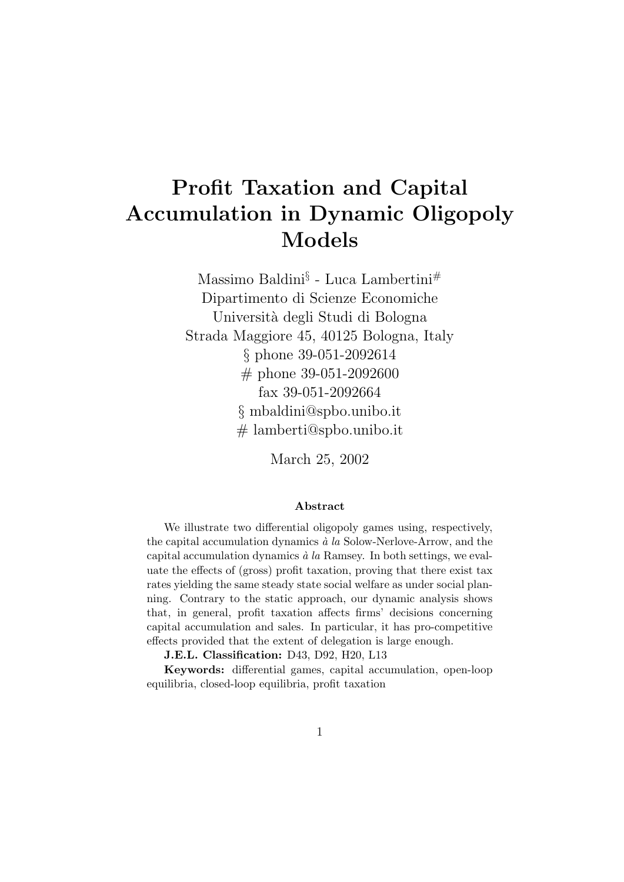# Profit Taxation and Capital Accumulation in Dynamic Oligopoly Models

Massimo Baldini[§] - Luca Lambertini[#]
Dipartimento di Scienze Economiche
Università degli Studi di Bologna
Strada Maggiore 45, 40125 Bologna, Italy
§ phone 39-051-2092614
# phone 39-051-2092600
fax 39-051-2092664
§ mbaldini@spbo.unibo.it
# lamberti@spbo.unibo.it

March 25, 2002

**Abstract**

We illustrate two differential oligopoly games using, respectively, the capital accumulation dynamics *à la* Solow-Nerlove-Arrow, and the capital accumulation dynamics *à la* Ramsey. In both settings, we evaluate the effects of (gross) profit taxation, proving that there exist tax rates yielding the same steady state social welfare as under social planning. Contrary to the static approach, our dynamic analysis shows that, in general, profit taxation affects firms' decisions concerning capital accumulation and sales. In particular, it has pro-competitive effects provided that the extent of delegation is large enough.

**J.E.L. Classification:** D43, D92, H20, L13

**Keywords:** differential games, capital accumulation, open-loop equilibria, closed-loop equilibria, profit taxation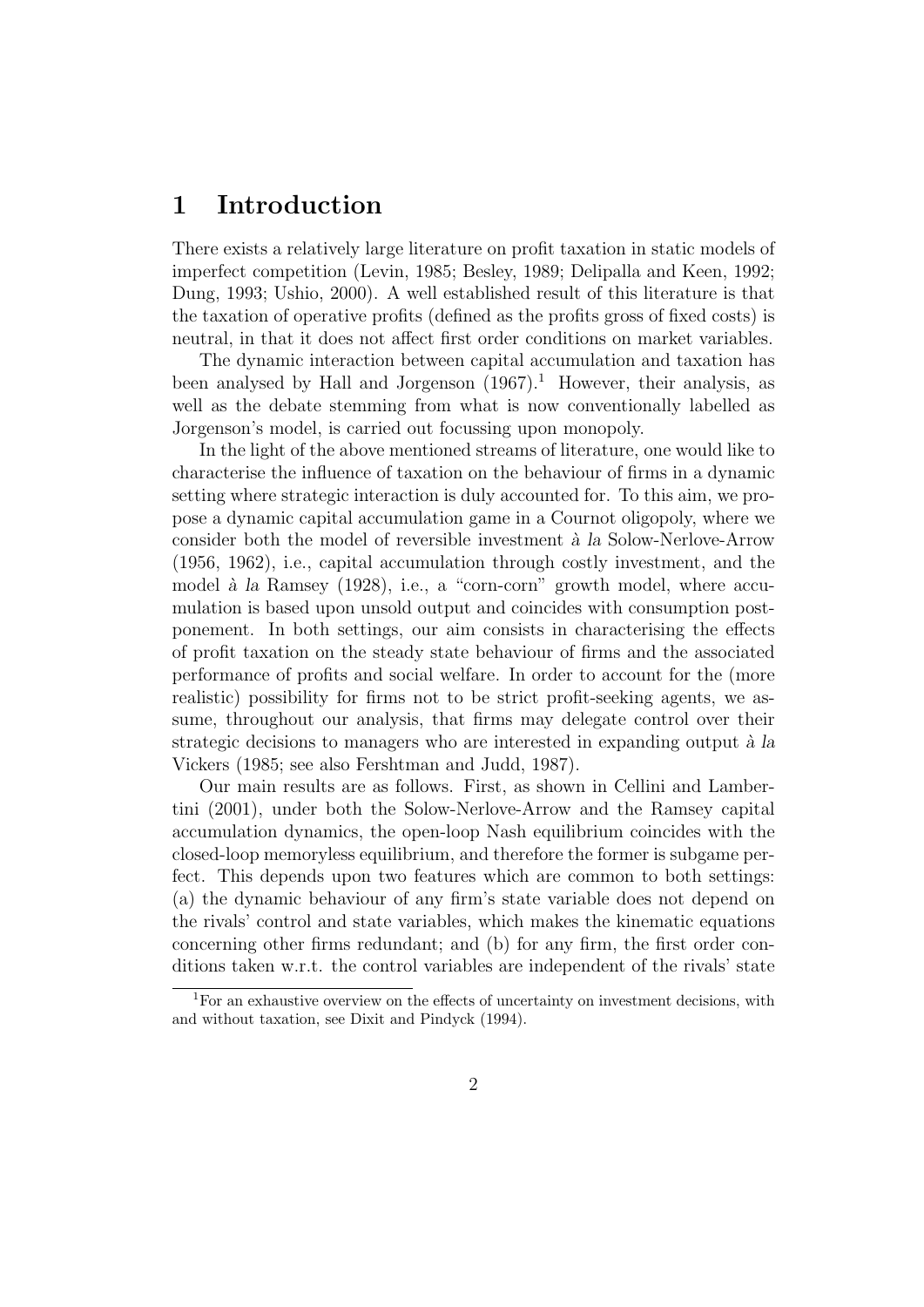# 1 Introduction

There exists a relatively large literature on profit taxation in static models of imperfect competition (Levin, 1985; Besley, 1989; Delipalla and Keen, 1992; Dung, 1993; Ushio, 2000). A well established result of this literature is that the taxation of operative profits (defined as the profits gross of fixed costs) is neutral, in that it does not affect first order conditions on market variables.

The dynamic interaction between capital accumulation and taxation has been analysed by Hall and Jorgenson (1967).[1] However, their analysis, as well as the debate stemming from what is now conventionally labelled as Jorgenson's model, is carried out focussing upon monopoly.

In the light of the above mentioned streams of literature, one would like to characterise the influence of taxation on the behaviour of firms in a dynamic setting where strategic interaction is duly accounted for. To this aim, we propose a dynamic capital accumulation game in a Cournot oligopoly, where we consider both the model of reversible investment *à la* Solow-Nerlove-Arrow (1956, 1962), i.e., capital accumulation through costly investment, and the model *à la* Ramsey (1928), i.e., a "corn-corn" growth model, where accumulation is based upon unsold output and coincides with consumption postponement. In both settings, our aim consists in characterising the effects of profit taxation on the steady state behaviour of firms and the associated performance of profits and social welfare. In order to account for the (more realistic) possibility for firms not to be strict profit-seeking agents, we assume, throughout our analysis, that firms may delegate control over their strategic decisions to managers who are interested in expanding output *à la* Vickers (1985; see also Fershtman and Judd, 1987).

Our main results are as follows. First, as shown in Cellini and Lambertini (2001), under both the Solow-Nerlove-Arrow and the Ramsey capital accumulation dynamics, the open-loop Nash equilibrium coincides with the closed-loop memoryless equilibrium, and therefore the former is subgame perfect. This depends upon two features which are common to both settings: (a) the dynamic behaviour of any firm's state variable does not depend on the rivals' control and state variables, which makes the kinematic equations concerning other firms redundant; and (b) for any firm, the first order conditions taken w.r.t. the control variables are independent of the rivals' state

[1] For an exhaustive overview on the effects of uncertainty on investment decisions, with and without taxation, see Dixit and Pindyck (1994).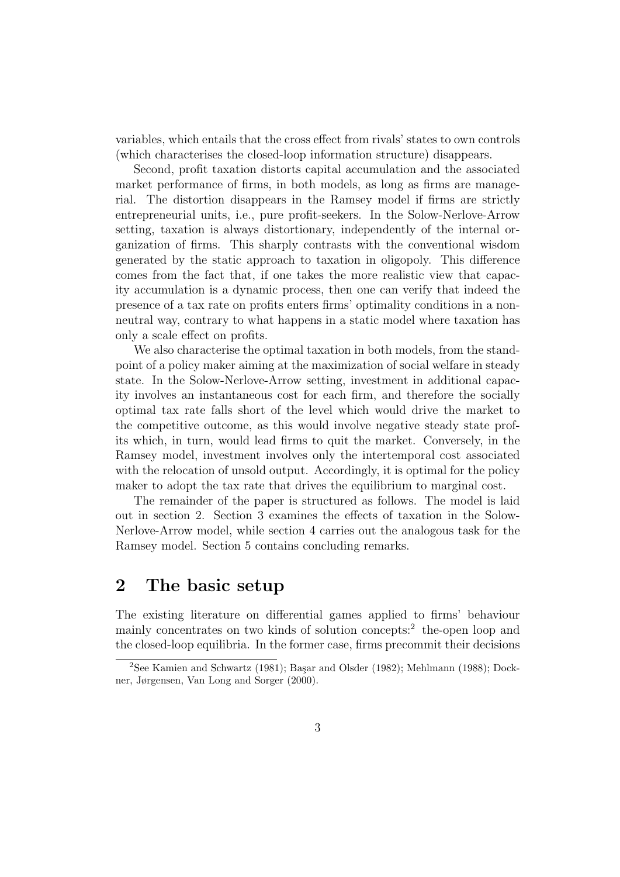variables, which entails that the cross effect from rivals' states to own controls (which characterises the closed-loop information structure) disappears.

Second, profit taxation distorts capital accumulation and the associated market performance of firms, in both models, as long as firms are managerial. The distortion disappears in the Ramsey model if firms are strictly entrepreneurial units, i.e., pure profit-seekers. In the Solow-Nerlove-Arrow setting, taxation is always distortionary, independently of the internal organization of firms. This sharply contrasts with the conventional wisdom generated by the static approach to taxation in oligopoly. This difference comes from the fact that, if one takes the more realistic view that capacity accumulation is a dynamic process, then one can verify that indeed the presence of a tax rate on profits enters firms' optimality conditions in a non-neutral way, contrary to what happens in a static model where taxation has only a scale effect on profits.

We also characterise the optimal taxation in both models, from the standpoint of a policy maker aiming at the maximization of social welfare in steady state. In the Solow-Nerlove-Arrow setting, investment in additional capacity involves an instantaneous cost for each firm, and therefore the socially optimal tax rate falls short of the level which would drive the market to the competitive outcome, as this would involve negative steady state profits which, in turn, would lead firms to quit the market. Conversely, in the Ramsey model, investment involves only the intertemporal cost associated with the relocation of unsold output. Accordingly, it is optimal for the policy maker to adopt the tax rate that drives the equilibrium to marginal cost.

The remainder of the paper is structured as follows. The model is laid out in section 2. Section 3 examines the effects of taxation in the Solow-Nerlove-Arrow model, while section 4 carries out the analogous task for the Ramsey model. Section 5 contains concluding remarks.

## 2 The basic setup

The existing literature on differential games applied to firms' behaviour mainly concentrates on two kinds of solution concepts:[2] the-open loop and the closed-loop equilibria. In the former case, firms precommit their decisions

[2] See Kamien and Schwartz (1981); Başar and Olsder (1982); Mehlmann (1988); Dockner, Jørgensen, Van Long and Sorger (2000).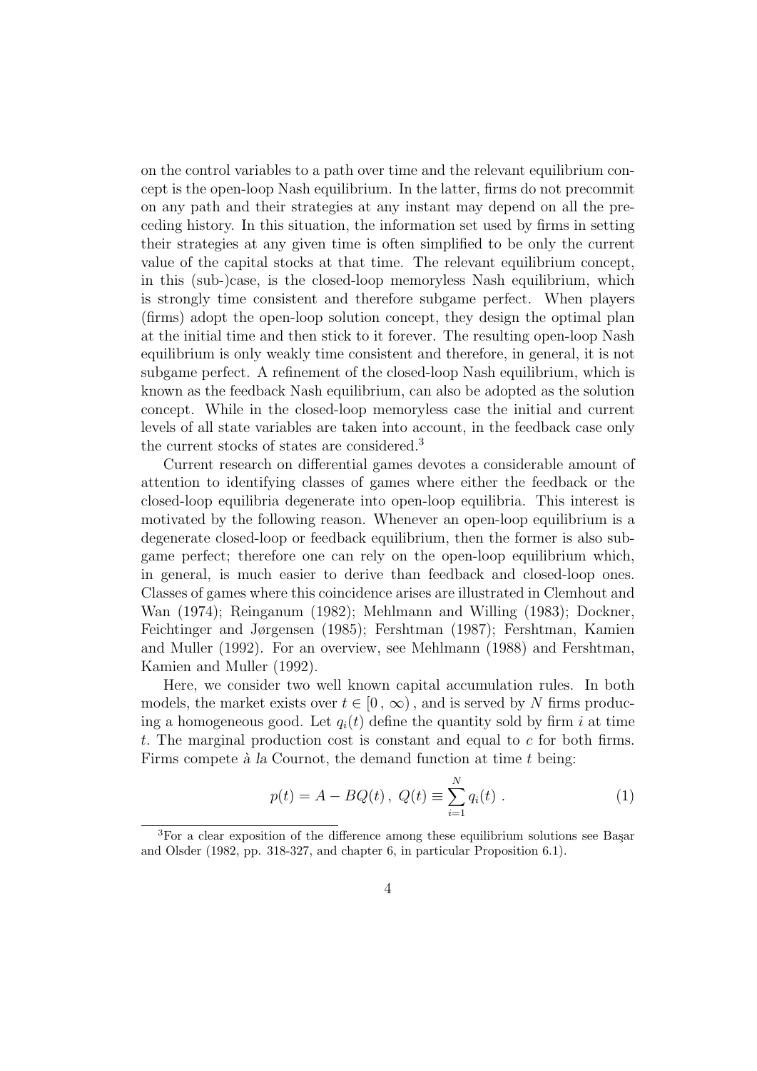on the control variables to a path over time and the relevant equilibrium concept is the open-loop Nash equilibrium. In the latter, firms do not precommit on any path and their strategies at any instant may depend on all the preceding history. In this situation, the information set used by firms in setting their strategies at any given time is often simplified to be only the current value of the capital stocks at that time. The relevant equilibrium concept, in this (sub-)case, is the closed-loop memoryless Nash equilibrium, which is strongly time consistent and therefore subgame perfect. When players (firms) adopt the open-loop solution concept, they design the optimal plan at the initial time and then stick to it forever. The resulting open-loop Nash equilibrium is only weakly time consistent and therefore, in general, it is not subgame perfect. A refinement of the closed-loop Nash equilibrium, which is known as the feedback Nash equilibrium, can also be adopted as the solution concept. While in the closed-loop memoryless case the initial and current levels of all state variables are taken into account, in the feedback case only the current stocks of states are considered.[3]

Current research on differential games devotes a considerable amount of attention to identifying classes of games where either the feedback or the closed-loop equilibria degenerate into open-loop equilibria. This interest is motivated by the following reason. Whenever an open-loop equilibrium is a degenerate closed-loop or feedback equilibrium, then the former is also subgame perfect; therefore one can rely on the open-loop equilibrium which, in general, is much easier to derive than feedback and closed-loop ones. Classes of games where this coincidence arises are illustrated in Clemhout and Wan (1974); Reinganum (1982); Mehlmann and Willing (1983); Dockner, Feichtinger and Jørgensen (1985); Fershtman (1987); Fershtman, Kamien and Muller (1992). For an overview, see Mehlmann (1988) and Fershtman, Kamien and Muller (1992).

Here, we consider two well known capital accumulation rules. In both models, the market exists over $t \in [0\,, \infty)$, and is served by $N$ firms producing a homogeneous good. Let $q_i(t)$ define the quantity sold by firm $i$ at time $t$. The marginal production cost is constant and equal to $c$ for both firms. Firms compete *à la* Cournot, the demand function at time $t$ being:

$$p(t) = A - BQ(t)\,,\; Q(t) \equiv \sum_{i=1}^{N} q_i(t)\,. \tag{1}$$

[3] For a clear exposition of the difference among these equilibrium solutions see Başar and Olsder (1982, pp. 318-327, and chapter 6, in particular Proposition 6.1).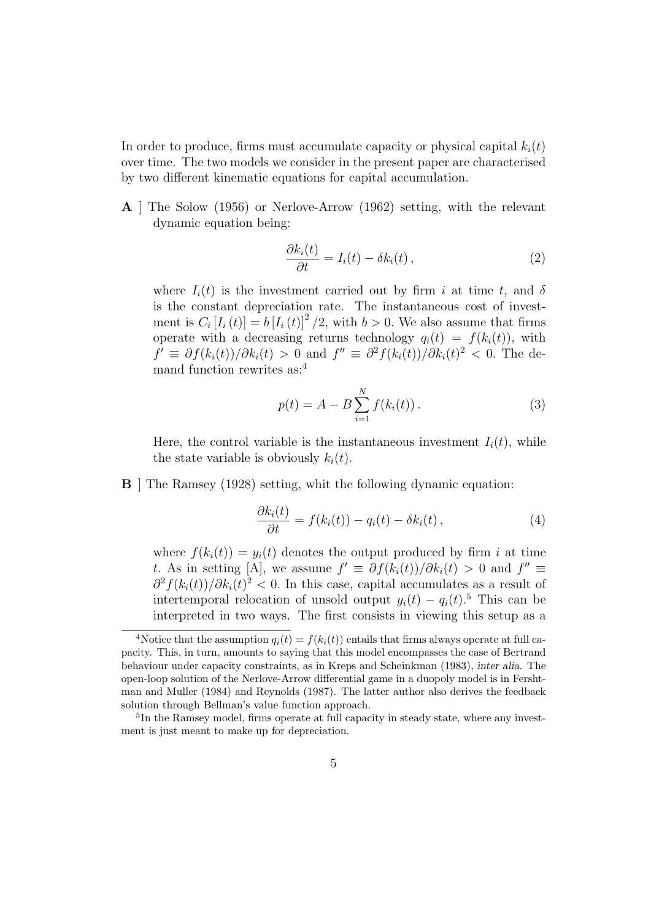In order to produce, firms must accumulate capacity or physical capital $k_i(t)$ over time. The two models we consider in the present paper are characterised by two different kinematic equations for capital accumulation.

**A** ] The Solow (1956) or Nerlove-Arrow (1962) setting, with the relevant dynamic equation being:

$$\frac{\partial k_i(t)}{\partial t} = I_i(t) - \delta k_i(t) \,, \tag{2}$$

where $I_i(t)$ is the investment carried out by firm $i$ at time $t$, and $\delta$ is the constant depreciation rate. The instantaneous cost of investment is $C_i\left[I_i(t)\right] = b\left[I_i(t)\right]^2/2$, with $b > 0$. We also assume that firms operate with a decreasing returns technology $q_i(t) = f(k_i(t))$, with $f' \equiv \partial f(k_i(t))/\partial k_i(t) > 0$ and $f'' \equiv \partial^2 f(k_i(t))/\partial k_i(t)^2 < 0$. The demand function rewrites as:[4]

$$p(t) = A - B\sum_{i=1}^{N} f(k_i(t)) \,. \tag{3}$$

Here, the control variable is the instantaneous investment $I_i(t)$, while the state variable is obviously $k_i(t)$.

**B** ] The Ramsey (1928) setting, whit the following dynamic equation:

$$\frac{\partial k_i(t)}{\partial t} = f(k_i(t)) - q_i(t) - \delta k_i(t) \,, \tag{4}$$

where $f(k_i(t)) = y_i(t)$ denotes the output produced by firm $i$ at time $t$. As in setting [A], we assume $f' \equiv \partial f(k_i(t))/\partial k_i(t) > 0$ and $f'' \equiv \partial^2 f(k_i(t))/\partial k_i(t)^2 < 0$. In this case, capital accumulates as a result of intertemporal relocation of unsold output $y_i(t) - q_i(t)$.[5] This can be interpreted in two ways. The first consists in viewing this setup as a

[4] Notice that the assumption $q_i(t) = f(k_i(t))$ entails that firms always operate at full capacity. This, in turn, amounts to saying that this model encompasses the case of Bertrand behaviour under capacity constraints, as in Kreps and Scheinkman (1983), *inter alia*. The open-loop solution of the Nerlove-Arrow differential game in a duopoly model is in Fershtman and Muller (1984) and Reynolds (1987). The latter author also derives the feedback solution through Bellman's value function approach.

[5] In the Ramsey model, firms operate at full capacity in steady state, where any investment is just meant to make up for depreciation.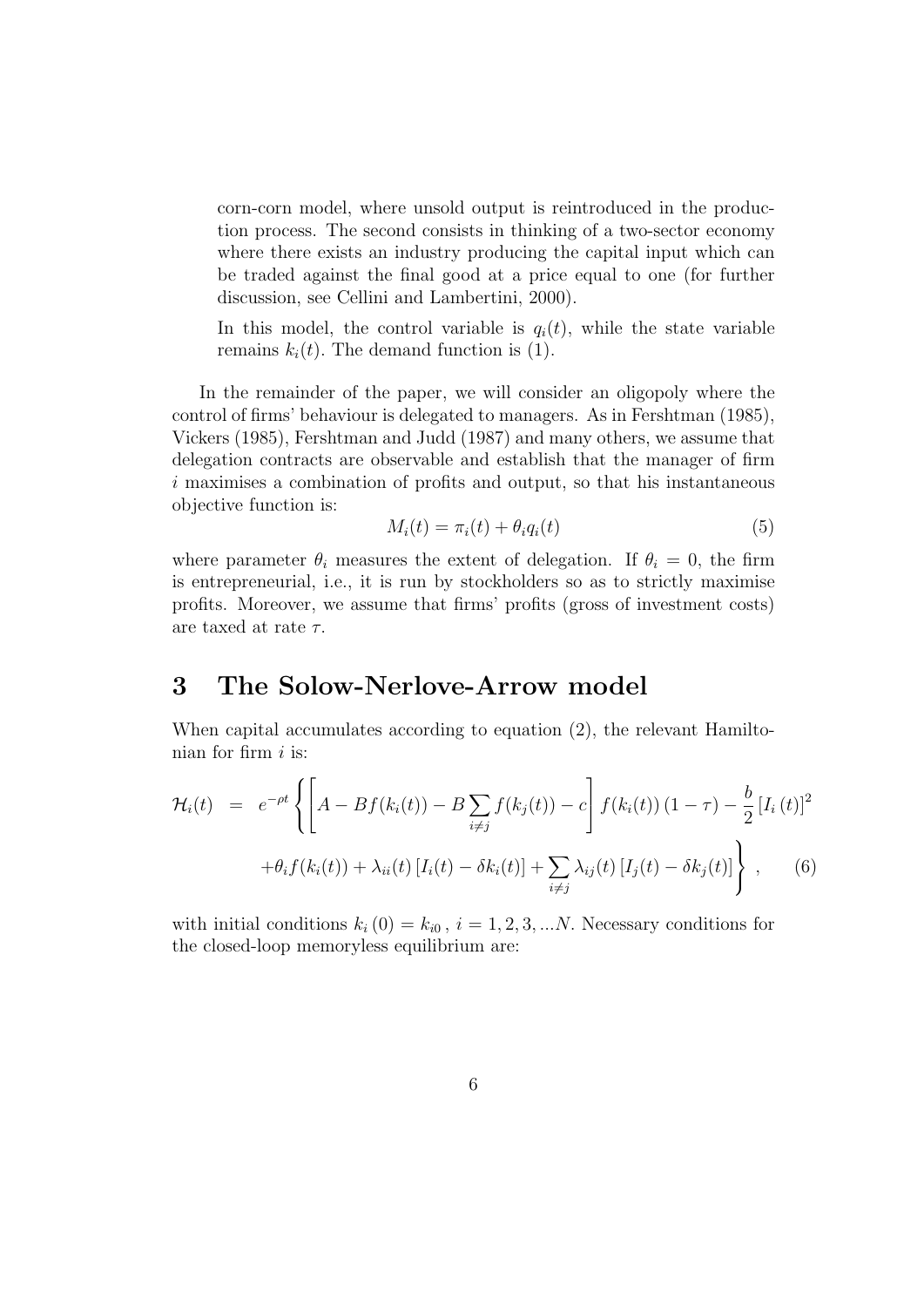corn-corn model, where unsold output is reintroduced in the production process. The second consists in thinking of a two-sector economy where there exists an industry producing the capital input which can be traded against the final good at a price equal to one (for further discussion, see Cellini and Lambertini, 2000).

In this model, the control variable is $q_i(t)$, while the state variable remains $k_i(t)$. The demand function is (1).

In the remainder of the paper, we will consider an oligopoly where the control of firms' behaviour is delegated to managers. As in Fershtman (1985), Vickers (1985), Fershtman and Judd (1987) and many others, we assume that delegation contracts are observable and establish that the manager of firm $i$ maximises a combination of profits and output, so that his instantaneous objective function is:

$$M_i(t) = \pi_i(t) + \theta_i q_i(t) \tag{5}$$

where parameter $\theta_i$ measures the extent of delegation. If $\theta_i = 0$, the firm is entrepreneurial, i.e., it is run by stockholders so as to strictly maximise profits. Moreover, we assume that firms' profits (gross of investment costs) are taxed at rate $\tau$.

# 3 The Solow-Nerlove-Arrow model

When capital accumulates according to equation (2), the relevant Hamiltonian for firm $i$ is:

$$\begin{aligned}
\mathcal{H}_i(t) \;=\; & e^{-\rho t} \Bigg\{ \left[ A - Bf(k_i(t)) - B \sum_{i \neq j} f(k_j(t)) - c \right] f(k_i(t)) \, (1-\tau) - \frac{b}{2} \left[ I_i\,(t) \right]^2 \\
& + \theta_i f(k_i(t)) + \lambda_{ii}(t) \left[ I_i(t) - \delta k_i(t) \right] + \sum_{i \neq j} \lambda_{ij}(t) \left[ I_j(t) - \delta k_j(t) \right] \Bigg\} \, , \qquad (6)
\end{aligned}$$

with initial conditions $k_i\,(0) = k_{i0}\,,\; i = 1, 2, 3, ...N$. Necessary conditions for the closed-loop memoryless equilibrium are: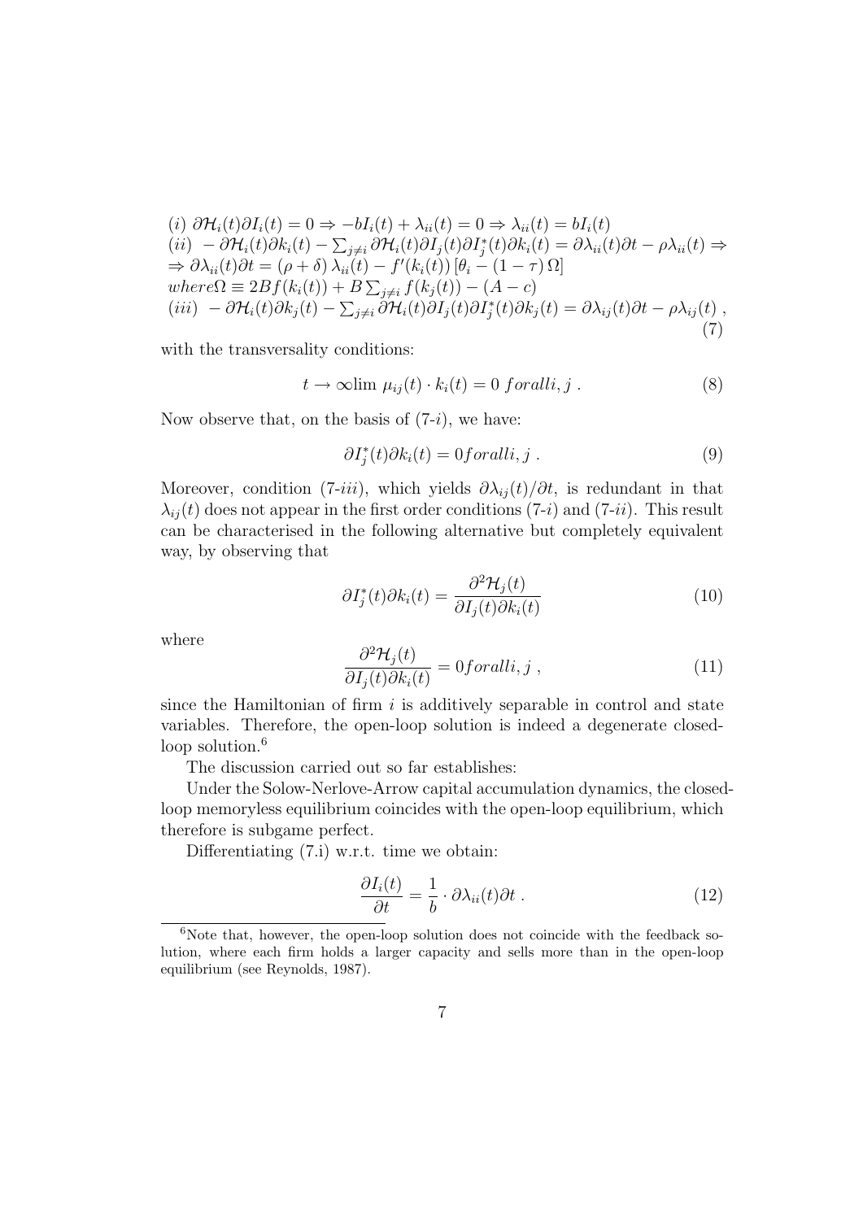$$
\begin{aligned}
&(i)\ \partial\mathcal{H}_i(t)\partial I_i(t) = 0 \Rightarrow -bI_i(t) + \lambda_{ii}(t) = 0 \Rightarrow \lambda_{ii}(t) = bI_i(t) \\
&(ii)\ -\partial\mathcal{H}_i(t)\partial k_i(t) - \textstyle\sum_{j\neq i} \partial\mathcal{H}_i(t)\partial I_j(t)\partial I_j^*(t)\partial k_i(t) = \partial\lambda_{ii}(t)\partial t - \rho\lambda_{ii}(t) \Rightarrow \\
&\Rightarrow \partial\lambda_{ii}(t)\partial t = (\rho+\delta)\,\lambda_{ii}(t) - f'(k_i(t))\left[\theta_i - (1-\tau)\,\Omega\right] \\
&where \Omega \equiv 2Bf(k_i(t)) + B\textstyle\sum_{j\neq i} f(k_j(t)) - (A-c) \\
&(iii)\ -\partial\mathcal{H}_i(t)\partial k_j(t) - \textstyle\sum_{j\neq i} \partial\mathcal{H}_i(t)\partial I_j(t)\partial I_j^*(t)\partial k_j(t) = \partial\lambda_{ij}(t)\partial t - \rho\lambda_{ij}(t)\ ,
\end{aligned} \tag{7}
$$

with the transversality conditions:

$$
t \to \infty\lim\ \mu_{ij}(t)\cdot k_i(t) = 0\ foralli, j\ . \tag{8}
$$

Now observe that, on the basis of (7-$i$), we have:

$$
\partial I_j^*(t)\partial k_i(t) = 0 foralli, j\ . \tag{9}
$$

Moreover, condition (7-$iii$), which yields $\partial\lambda_{ij}(t)/\partial t$, is redundant in that $\lambda_{ij}(t)$ does not appear in the first order conditions (7-$i$) and (7-$ii$). This result can be characterised in the following alternative but completely equivalent way, by observing that

$$
\partial I_j^*(t)\partial k_i(t) = \frac{\partial^2\mathcal{H}_j(t)}{\partial I_j(t)\partial k_i(t)} \tag{10}
$$

where

$$
\frac{\partial^2\mathcal{H}_j(t)}{\partial I_j(t)\partial k_i(t)} = 0 foralli, j\ , \tag{11}
$$

since the Hamiltonian of firm $i$ is additively separable in control and state variables. Therefore, the open-loop solution is indeed a degenerate closed-loop solution.[6]

The discussion carried out so far establishes:

Under the Solow-Nerlove-Arrow capital accumulation dynamics, the closed-loop memoryless equilibrium coincides with the open-loop equilibrium, which therefore is subgame perfect.

Differentiating (7.i) w.r.t. time we obtain:

$$
\frac{\partial I_i(t)}{\partial t} = \frac{1}{b}\cdot\partial\lambda_{ii}(t)\partial t\ . \tag{12}
$$

[6]Note that, however, the open-loop solution does not coincide with the feedback solution, where each firm holds a larger capacity and sells more than in the open-loop equilibrium (see Reynolds, 1987).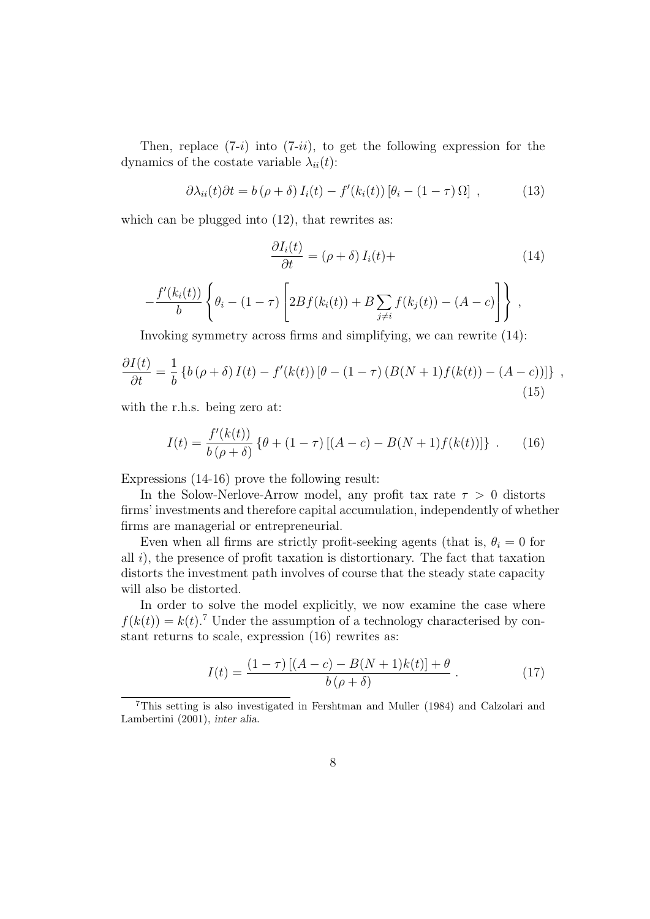Then, replace (7-$i$) into (7-$ii$), to get the following expression for the dynamics of the costate variable $\lambda_{ii}(t)$:

$$\partial \lambda_{ii}(t) \partial t = b\left(\rho+\delta\right) I_i(t) - f'(k_i(t))\left[\theta_i - (1-\tau)\,\Omega\right] \,, \tag{13}$$

which can be plugged into (12), that rewrites as:

$$\frac{\partial I_i(t)}{\partial t} = \left(\rho+\delta\right) I_i(t) + \tag{14}$$

$$-\frac{f'(k_i(t))}{b}\left\{\theta_i - (1-\tau)\left[2Bf(k_i(t)) + B\sum_{j\neq i} f(k_j(t)) - (A-c)\right]\right\} \,,$$

Invoking symmetry across firms and simplifying, we can rewrite (14):

$$\frac{\partial I(t)}{\partial t} = \frac{1}{b}\left\{b\left(\rho+\delta\right) I(t) - f'(k(t))\left[\theta - (1-\tau)\left(B(N+1)f(k(t)) - (A-c)\right)\right]\right\} \,, \tag{15}$$

with the r.h.s. being zero at:

$$I(t) = \frac{f'(k(t))}{b\left(\rho+\delta\right)}\left\{\theta + (1-\tau)\left[(A-c) - B(N+1)f(k(t))\right]\right\} \,. \tag{16}$$

Expressions (14-16) prove the following result:

In the Solow-Nerlove-Arrow model, any profit tax rate $\tau > 0$ distorts firms' investments and therefore capital accumulation, independently of whether firms are managerial or entrepreneurial.

Even when all firms are strictly profit-seeking agents (that is, $\theta_i = 0$ for all $i$), the presence of profit taxation is distortionary. The fact that taxation distorts the investment path involves of course that the steady state capacity will also be distorted.

In order to solve the model explicitly, we now examine the case where $f(k(t)) = k(t)$.[7] Under the assumption of a technology characterised by constant returns to scale, expression (16) rewrites as:

$$I(t) = \frac{(1-\tau)\left[(A-c) - B(N+1)k(t)\right] + \theta}{b\left(\rho+\delta\right)} \,. \tag{17}$$

[7] This setting is also investigated in Fershtman and Muller (1984) and Calzolari and Lambertini (2001), *inter alia*.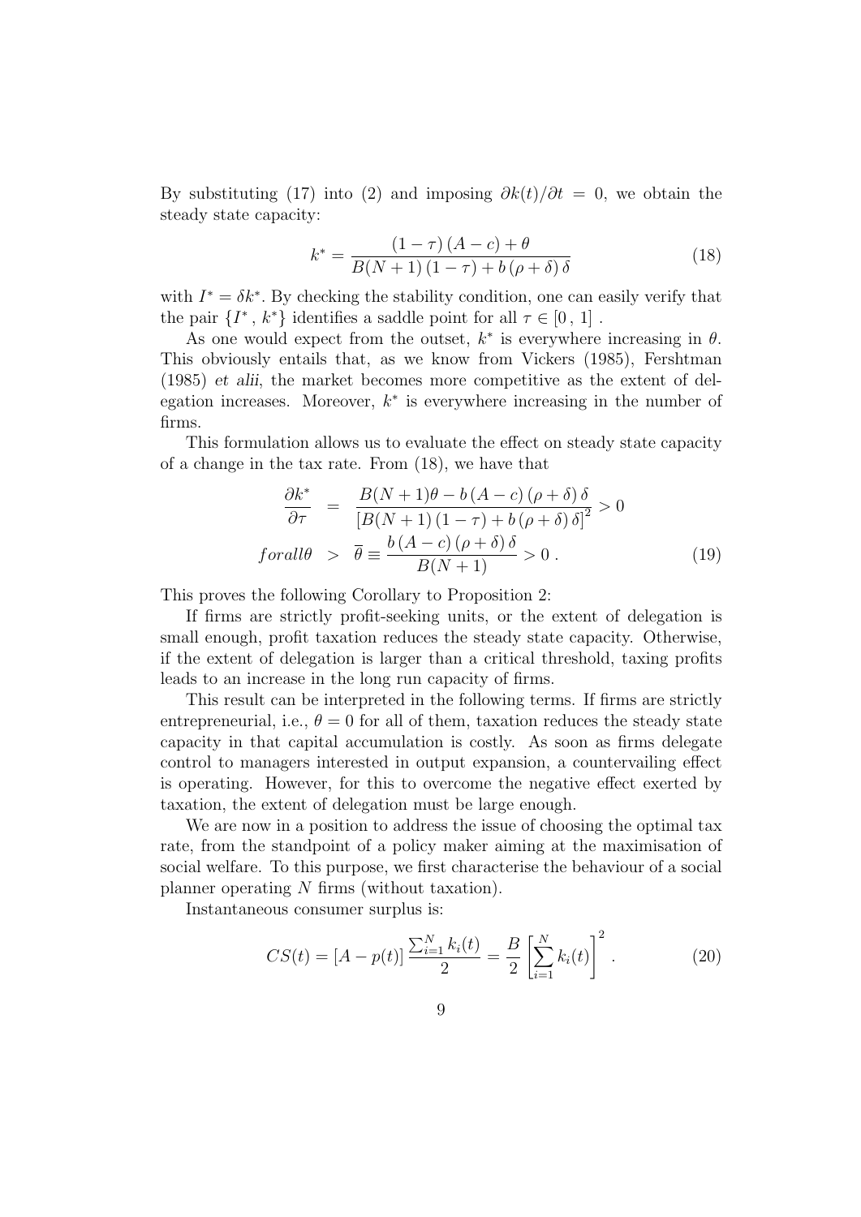By substituting (17) into (2) and imposing $\partial k(t)/\partial t = 0$, we obtain the steady state capacity:

$$k^* = \frac{(1-\tau)(A-c) + \theta}{B(N+1)(1-\tau) + b(\rho+\delta)\delta} \tag{18}$$

with $I^* = \delta k^*$. By checking the stability condition, one can easily verify that the pair $\{I^*, k^*\}$ identifies a saddle point for all $\tau \in [0, 1]$ .

As one would expect from the outset, $k^*$ is everywhere increasing in $\theta$. This obviously entails that, as we know from Vickers (1985), Fershtman (1985) *et alii*, the market becomes more competitive as the extent of delegation increases. Moreover, $k^*$ is everywhere increasing in the number of firms.

This formulation allows us to evaluate the effect on steady state capacity of a change in the tax rate. From (18), we have that

$$\begin{aligned} \frac{\partial k^*}{\partial \tau} &= \frac{B(N+1)\theta - b(A-c)(\rho+\delta)\delta}{[B(N+1)(1-\tau) + b(\rho+\delta)\delta]^2} > 0 \\ forall \theta &> \overline{\theta} \equiv \frac{b(A-c)(\rho+\delta)\delta}{B(N+1)} > 0 \,. \end{aligned} \tag{19}$$

This proves the following Corollary to Proposition 2:

If firms are strictly profit-seeking units, or the extent of delegation is small enough, profit taxation reduces the steady state capacity. Otherwise, if the extent of delegation is larger than a critical threshold, taxing profits leads to an increase in the long run capacity of firms.

This result can be interpreted in the following terms. If firms are strictly entrepreneurial, i.e., $\theta = 0$ for all of them, taxation reduces the steady state capacity in that capital accumulation is costly. As soon as firms delegate control to managers interested in output expansion, a countervailing effect is operating. However, for this to overcome the negative effect exerted by taxation, the extent of delegation must be large enough.

We are now in a position to address the issue of choosing the optimal tax rate, from the standpoint of a policy maker aiming at the maximisation of social welfare. To this purpose, we first characterise the behaviour of a social planner operating $N$ firms (without taxation).

Instantaneous consumer surplus is:

$$CS(t) = [A - p(t)] \frac{\sum_{i=1}^{N} k_i(t)}{2} = \frac{B}{2} \left[ \sum_{i=1}^{N} k_i(t) \right]^2 . \tag{20}$$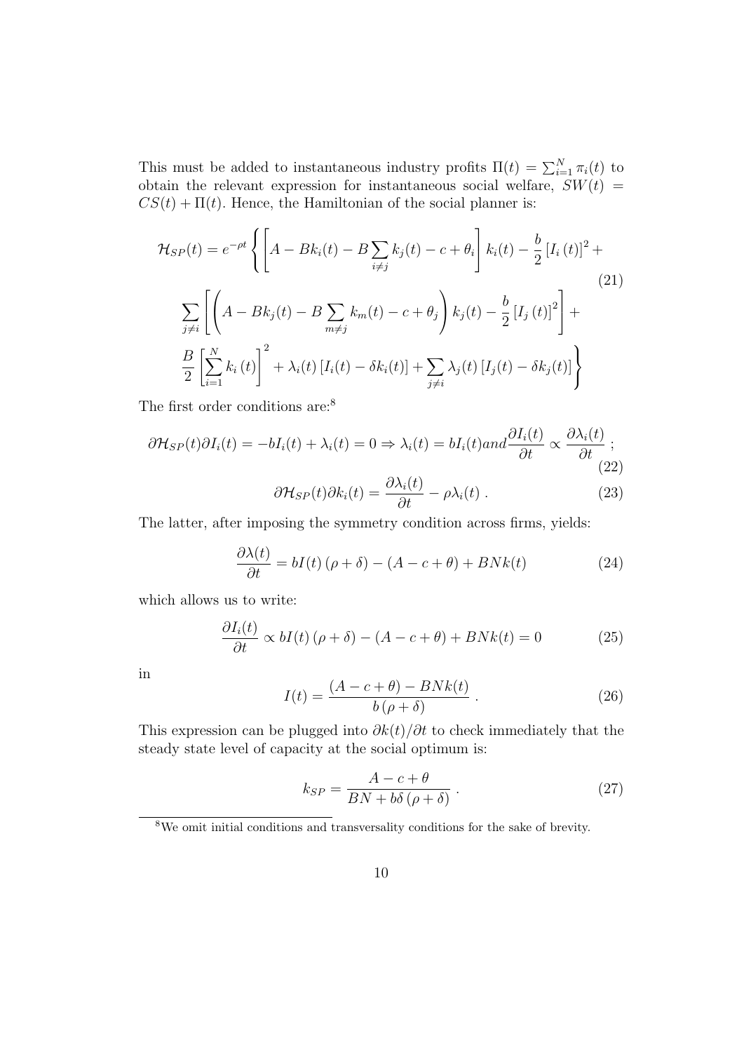This must be added to instantaneous industry profits $\Pi(t) = \sum_{i=1}^{N} \pi_i(t)$ to obtain the relevant expression for instantaneous social welfare, $SW(t) = CS(t) + \Pi(t)$. Hence, the Hamiltonian of the social planner is:

$$
\mathcal{H}_{SP}(t) = e^{-\rho t} \left\{ \left[ A - Bk_i(t) - B\sum_{i \neq j} k_j(t) - c + \theta_i \right] k_i(t) - \frac{b}{2} \left[ I_i(t) \right]^2 + \right.
$$
$$
\sum_{j \neq i} \left[ \left( A - Bk_j(t) - B\sum_{m \neq j} k_m(t) - c + \theta_j \right) k_j(t) - \frac{b}{2} \left[ I_j(t) \right]^2 \right] + \tag{21}
$$
$$
\left. \frac{B}{2} \left[ \sum_{i=1}^{N} k_i(t) \right]^2 + \lambda_i(t) \left[ I_i(t) - \delta k_i(t) \right] + \sum_{j \neq i} \lambda_j(t) \left[ I_j(t) - \delta k_j(t) \right] \right\}
$$

The first order conditions are:[8]

$$
\partial \mathcal{H}_{SP}(t) \partial I_i(t) = -bI_i(t) + \lambda_i(t) = 0 \Rightarrow \lambda_i(t) = bI_i(t) and \frac{\partial I_i(t)}{\partial t} \propto \frac{\partial \lambda_i(t)}{\partial t} \; ; \tag{22}
$$

$$
\partial \mathcal{H}_{SP}(t) \partial k_i(t) = \frac{\partial \lambda_i(t)}{\partial t} - \rho \lambda_i(t) \; . \tag{23}
$$

The latter, after imposing the symmetry condition across firms, yields:

$$
\frac{\partial \lambda(t)}{\partial t} = bI(t)\left(\rho + \delta\right) - \left(A - c + \theta\right) + BNk(t) \tag{24}
$$

which allows us to write:

$$
\frac{\partial I_i(t)}{\partial t} \propto bI(t)\left(\rho + \delta\right) - \left(A - c + \theta\right) + BNk(t) = 0 \tag{25}
$$

in

$$
I(t) = \frac{\left(A - c + \theta\right) - BNk(t)}{b\left(\rho + \delta\right)} \; . \tag{26}
$$

This expression can be plugged into $\partial k(t)/\partial t$ to check immediately that the steady state level of capacity at the social optimum is:

$$
k_{SP} = \frac{A - c + \theta}{BN + b\delta\left(\rho + \delta\right)} \; . \tag{27}
$$

[8] We omit initial conditions and transversality conditions for the sake of brevity.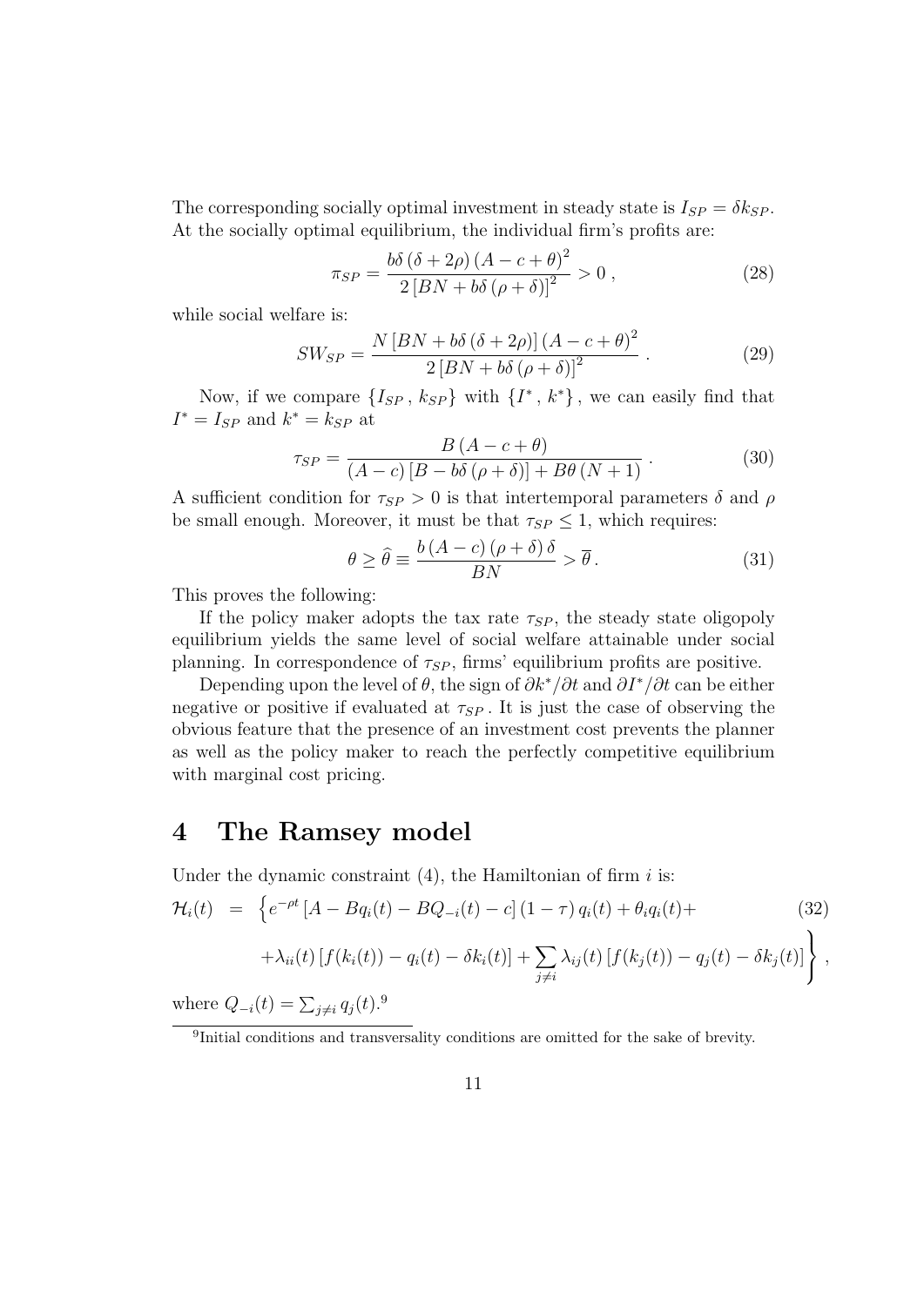The corresponding socially optimal investment in steady state is $I_{SP} = \delta k_{SP}$. At the socially optimal equilibrium, the individual firm's profits are:

$$\pi_{SP} = \frac{b\delta\left(\delta + 2\rho\right)\left(A - c + \theta\right)^2}{2\left[BN + b\delta\left(\rho + \delta\right)\right]^2} > 0\,, \tag{28}$$

while social welfare is:

$$SW_{SP} = \frac{N\left[BN + b\delta\left(\delta + 2\rho\right)\right]\left(A - c + \theta\right)^2}{2\left[BN + b\delta\left(\rho + \delta\right)\right]^2}\,. \tag{29}$$

Now, if we compare $\{I_{SP}\,,\,k_{SP}\}$ with $\{I^*\,,\,k^*\}$, we can easily find that $I^* = I_{SP}$ and $k^* = k_{SP}$ at

$$\tau_{SP} = \frac{B\left(A - c + \theta\right)}{\left(A - c\right)\left[B - b\delta\left(\rho + \delta\right)\right] + B\theta\left(N + 1\right)}\,. \tag{30}$$

A sufficient condition for $\tau_{SP} > 0$ is that intertemporal parameters $\delta$ and $\rho$ be small enough. Moreover, it must be that $\tau_{SP} \leq 1$, which requires:

$$\theta \geq \widehat{\theta} \equiv \frac{b\left(A - c\right)\left(\rho + \delta\right)\delta}{BN} > \overline{\theta}\,. \tag{31}$$

This proves the following:

If the policy maker adopts the tax rate $\tau_{SP}$, the steady state oligopoly equilibrium yields the same level of social welfare attainable under social planning. In correspondence of $\tau_{SP}$, firms' equilibrium profits are positive.

Depending upon the level of $\theta$, the sign of $\partial k^*/\partial t$ and $\partial I^*/\partial t$ can be either negative or positive if evaluated at $\tau_{SP}$. It is just the case of observing the obvious feature that the presence of an investment cost prevents the planner as well as the policy maker to reach the perfectly competitive equilibrium with marginal cost pricing.

## 4 The Ramsey model

Under the dynamic constraint (4), the Hamiltonian of firm $i$ is:

$$\begin{aligned}\mathcal{H}_i(t) \;=\; & \Big\{e^{-\rho t}\left[A - Bq_i(t) - BQ_{-i}(t) - c\right]\left(1 - \tau\right)q_i(t) + \theta_i q_i(t) + \\ & + \lambda_{ii}(t)\left[f(k_i(t)) - q_i(t) - \delta k_i(t)\right] + \sum_{j \neq i}\lambda_{ij}(t)\left[f(k_j(t)) - q_j(t) - \delta k_j(t)\right]\Big\}\,, \end{aligned} \tag{32}$$

where $Q_{-i}(t) = \sum_{j \neq i} q_j(t)$.[9]

[9] Initial conditions and transversality conditions are omitted for the sake of brevity.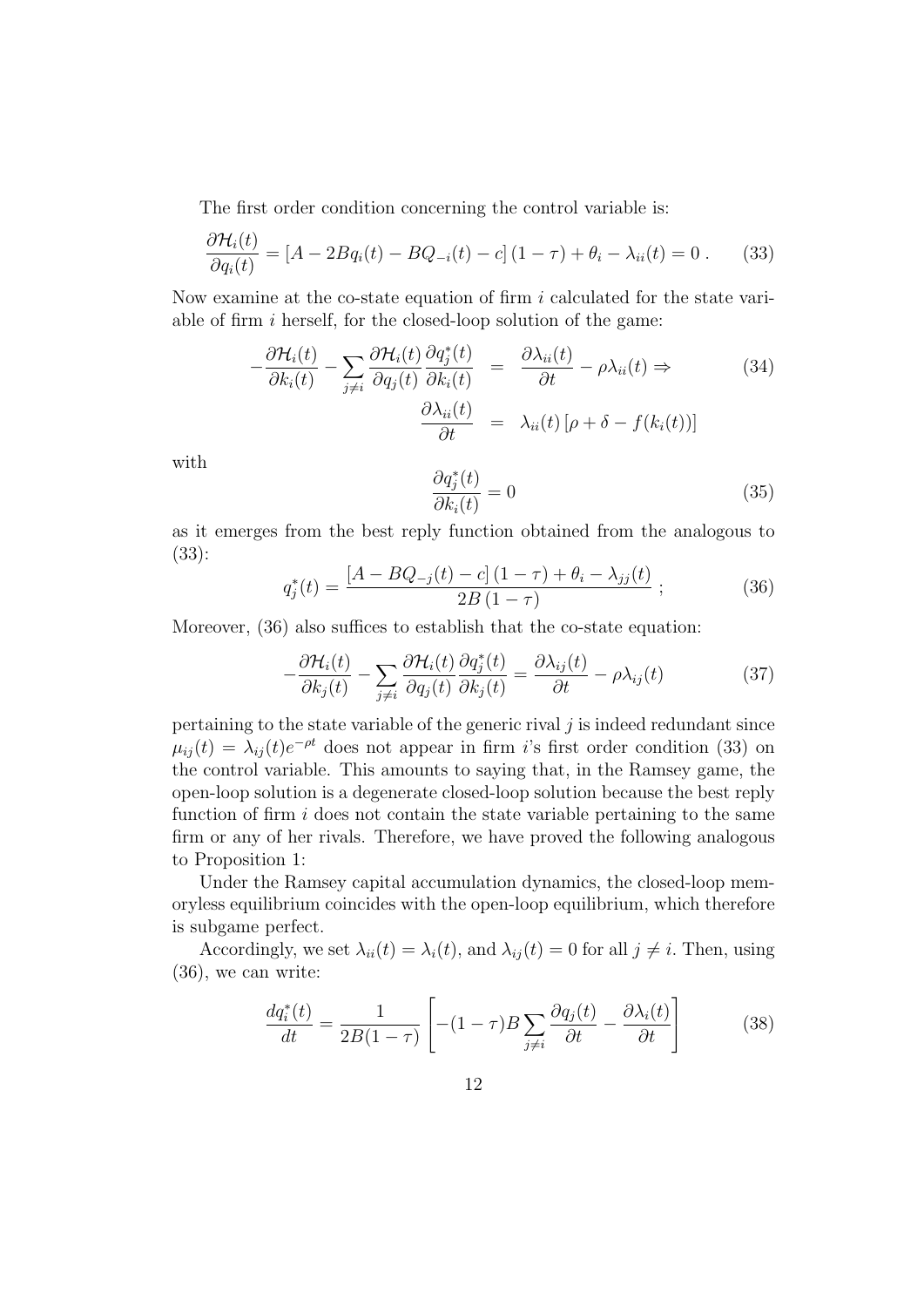The first order condition concerning the control variable is:

$$\frac{\partial \mathcal{H}_i(t)}{\partial q_i(t)} = [A - 2Bq_i(t) - BQ_{-i}(t) - c](1-\tau) + \theta_i - \lambda_{ii}(t) = 0 \,. \tag{33}$$

Now examine at the co-state equation of firm $i$ calculated for the state variable of firm $i$ herself, for the closed-loop solution of the game:

$$\begin{aligned} -\frac{\partial \mathcal{H}_i(t)}{\partial k_i(t)} - \sum_{j \neq i} \frac{\partial \mathcal{H}_i(t)}{\partial q_j(t)} \frac{\partial q_j^*(t)}{\partial k_i(t)} &= \frac{\partial \lambda_{ii}(t)}{\partial t} - \rho \lambda_{ii}(t) \Rightarrow \\ \frac{\partial \lambda_{ii}(t)}{\partial t} &= \lambda_{ii}(t) \left[\rho + \delta - f(k_i(t))\right] \end{aligned} \tag{34}$$

with

$$\frac{\partial q_j^*(t)}{\partial k_i(t)} = 0 \tag{35}$$

as it emerges from the best reply function obtained from the analogous to (33):

$$q_j^*(t) = \frac{[A - BQ_{-j}(t) - c](1-\tau) + \theta_i - \lambda_{jj}(t)}{2B(1-\tau)} \,; \tag{36}$$

Moreover, (36) also suffices to establish that the co-state equation:

$$-\frac{\partial \mathcal{H}_i(t)}{\partial k_j(t)} - \sum_{j \neq i} \frac{\partial \mathcal{H}_i(t)}{\partial q_j(t)} \frac{\partial q_j^*(t)}{\partial k_j(t)} = \frac{\partial \lambda_{ij}(t)}{\partial t} - \rho \lambda_{ij}(t) \tag{37}$$

pertaining to the state variable of the generic rival $j$ is indeed redundant since $\mu_{ij}(t) = \lambda_{ij}(t)e^{-\rho t}$ does not appear in firm $i$'s first order condition (33) on the control variable. This amounts to saying that, in the Ramsey game, the open-loop solution is a degenerate closed-loop solution because the best reply function of firm $i$ does not contain the state variable pertaining to the same firm or any of her rivals. Therefore, we have proved the following analogous to Proposition 1:

Under the Ramsey capital accumulation dynamics, the closed-loop memoryless equilibrium coincides with the open-loop equilibrium, which therefore is subgame perfect.

Accordingly, we set $\lambda_{ii}(t) = \lambda_i(t)$, and $\lambda_{ij}(t) = 0$ for all $j \neq i$. Then, using (36), we can write:

$$\frac{dq_i^*(t)}{dt} = \frac{1}{2B(1-\tau)} \left[ -(1-\tau)B \sum_{j \neq i} \frac{\partial q_j(t)}{\partial t} - \frac{\partial \lambda_i(t)}{\partial t} \right] \tag{38}$$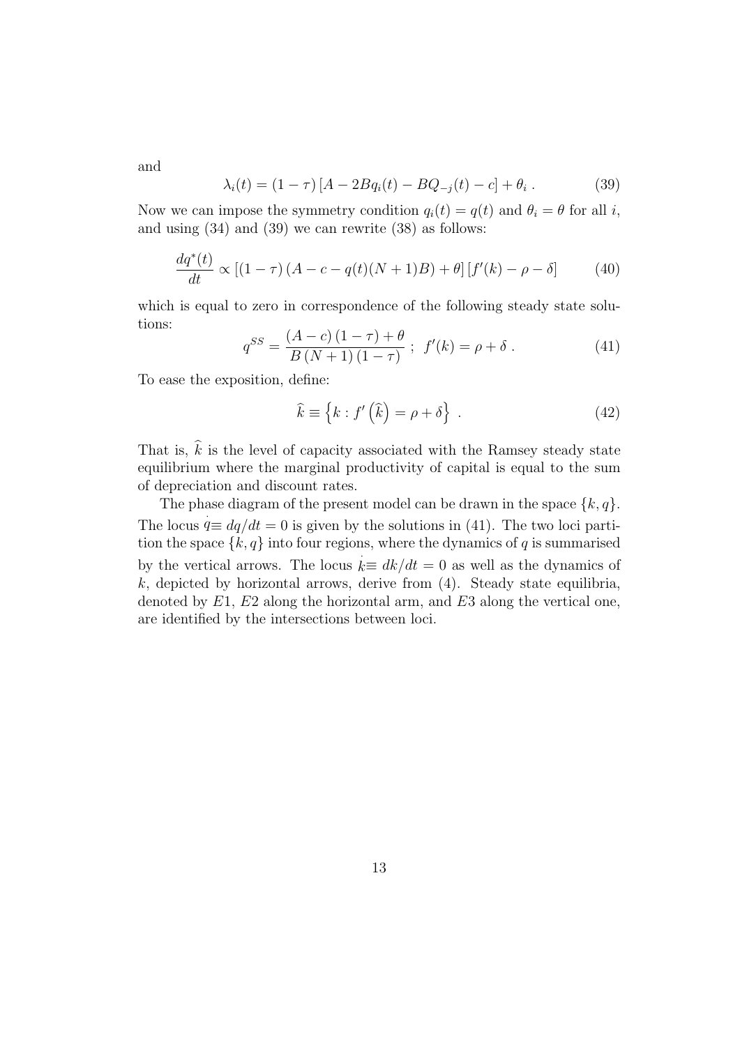and

$$\lambda_i(t) = (1-\tau)\left[A - 2Bq_i(t) - BQ_{-j}(t) - c\right] + \theta_i \ . \tag{39}$$

Now we can impose the symmetry condition $q_i(t) = q(t)$ and $\theta_i = \theta$ for all $i$, and using (34) and (39) we can rewrite (38) as follows:

$$\frac{dq^*(t)}{dt} \propto \left[(1-\tau)\left(A - c - q(t)(N+1)B\right) + \theta\right]\left[f'(k) - \rho - \delta\right] \tag{40}$$

which is equal to zero in correspondence of the following steady state solutions:

$$q^{SS} = \frac{(A-c)(1-\tau) + \theta}{B(N+1)(1-\tau)} \ ; \ \ f'(k) = \rho + \delta \ . \tag{41}$$

To ease the exposition, define:

$$\widehat{k} \equiv \left\{k : f'\left(\widehat{k}\right) = \rho + \delta\right\} \ . \tag{42}$$

That is, $\widehat{k}$ is the level of capacity associated with the Ramsey steady state equilibrium where the marginal productivity of capital is equal to the sum of depreciation and discount rates.

The phase diagram of the present model can be drawn in the space $\{k, q\}$. The locus $\dot{q} \equiv dq/dt = 0$ is given by the solutions in (41). The two loci partition the space $\{k, q\}$ into four regions, where the dynamics of $q$ is summarised by the vertical arrows. The locus $\dot{k} \equiv dk/dt = 0$ as well as the dynamics of $k$, depicted by horizontal arrows, derive from (4). Steady state equilibria, denoted by $E1$, $E2$ along the horizontal arm, and $E3$ along the vertical one, are identified by the intersections between loci.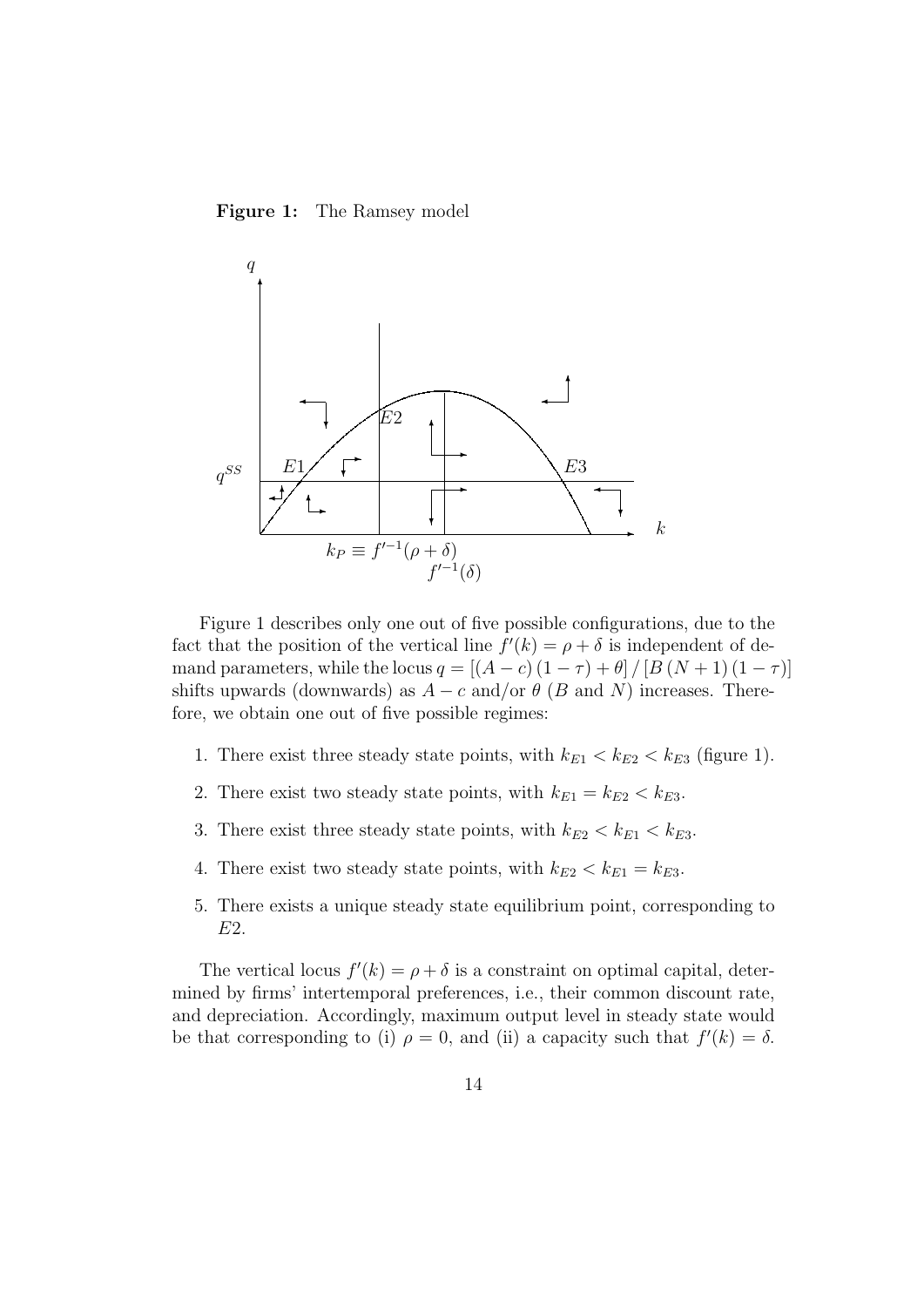**Figure 1:** The Ramsey model

Figure 1 describes only one out of five possible configurations, due to the fact that the position of the vertical line $f'(k) = \rho + \delta$ is independent of demand parameters, while the locus $q = [(A - c)(1 - \tau) + \theta] / [B(N + 1)(1 - \tau)]$ shifts upwards (downwards) as $A - c$ and/or $\theta$ ($B$ and $N$) increases. Therefore, we obtain one out of five possible regimes:

1. There exist three steady state points, with $k_{E1} < k_{E2} < k_{E3}$ (figure 1).
2. There exist two steady state points, with $k_{E1} = k_{E2} < k_{E3}$.
3. There exist three steady state points, with $k_{E2} < k_{E1} < k_{E3}$.
4. There exist two steady state points, with $k_{E2} < k_{E1} = k_{E3}$.
5. There exists a unique steady state equilibrium point, corresponding to $E2$.

The vertical locus $f'(k) = \rho + \delta$ is a constraint on optimal capital, determined by firms' intertemporal preferences, i.e., their common discount rate, and depreciation. Accordingly, maximum output level in steady state would be that corresponding to (i) $\rho = 0$, and (ii) a capacity such that $f'(k) = \delta$.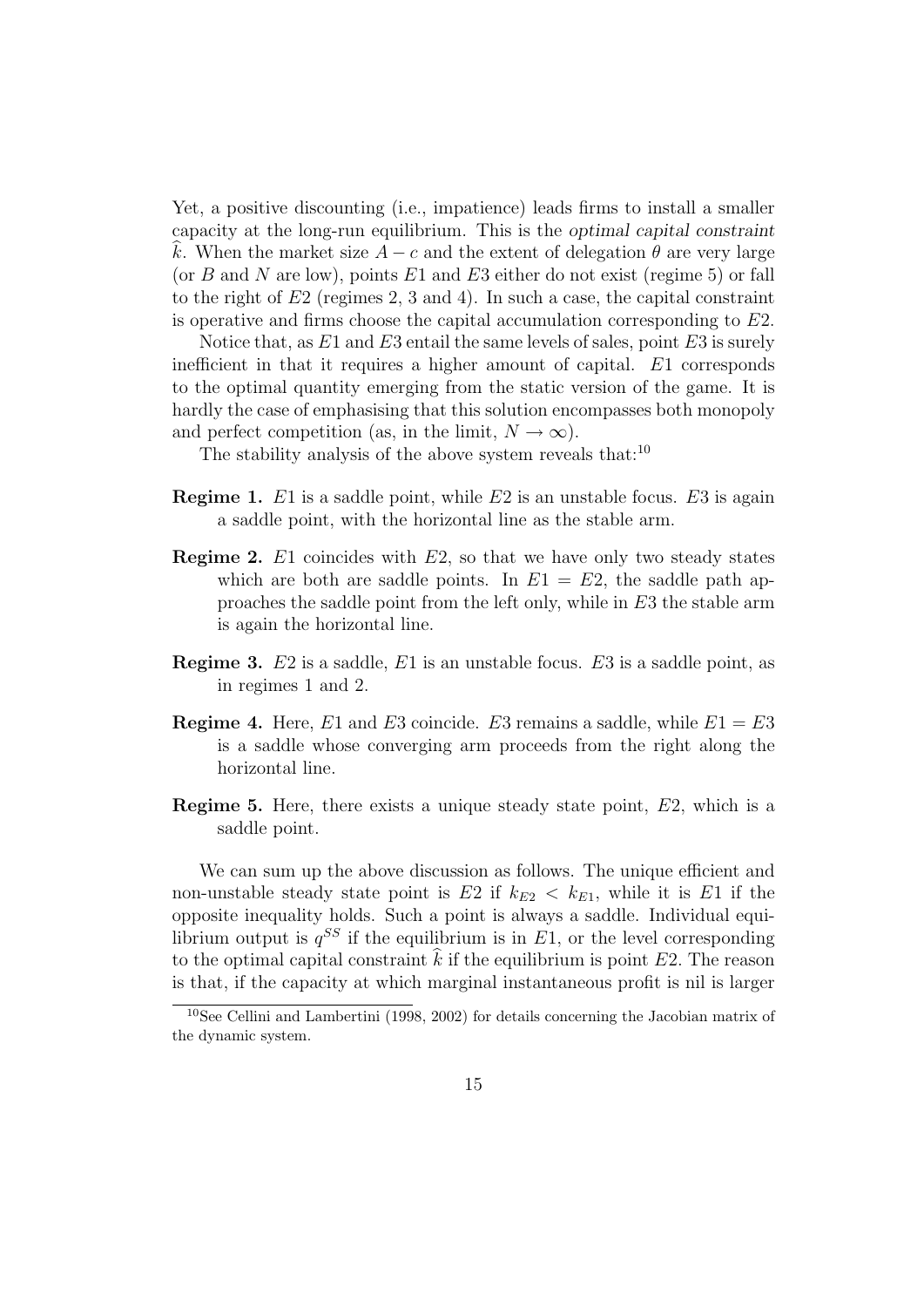Yet, a positive discounting (i.e., impatience) leads firms to install a smaller capacity at the long-run equilibrium. This is the *optimal capital constraint* $\widehat{k}$. When the market size $A - c$ and the extent of delegation $\theta$ are very large (or $B$ and $N$ are low), points $E1$ and $E3$ either do not exist (regime 5) or fall to the right of $E2$ (regimes 2, 3 and 4). In such a case, the capital constraint is operative and firms choose the capital accumulation corresponding to $E2$.

Notice that, as $E1$ and $E3$ entail the same levels of sales, point $E3$ is surely inefficient in that it requires a higher amount of capital. $E1$ corresponds to the optimal quantity emerging from the static version of the game. It is hardly the case of emphasising that this solution encompasses both monopoly and perfect competition (as, in the limit, $N \to \infty$).

The stability analysis of the above system reveals that:[10]

**Regime 1.** $E1$ is a saddle point, while $E2$ is an unstable focus. $E3$ is again a saddle point, with the horizontal line as the stable arm.

**Regime 2.** $E1$ coincides with $E2$, so that we have only two steady states which are both are saddle points. In $E1 = E2$, the saddle path approaches the saddle point from the left only, while in $E3$ the stable arm is again the horizontal line.

**Regime 3.** $E2$ is a saddle, $E1$ is an unstable focus. $E3$ is a saddle point, as in regimes 1 and 2.

**Regime 4.** Here, $E1$ and $E3$ coincide. $E3$ remains a saddle, while $E1 = E3$ is a saddle whose converging arm proceeds from the right along the horizontal line.

**Regime 5.** Here, there exists a unique steady state point, $E2$, which is a saddle point.

We can sum up the above discussion as follows. The unique efficient and non-unstable steady state point is $E2$ if $k_{E2} < k_{E1}$, while it is $E1$ if the opposite inequality holds. Such a point is always a saddle. Individual equilibrium output is $q^{SS}$ if the equilibrium is in $E1$, or the level corresponding to the optimal capital constraint $\widehat{k}$ if the equilibrium is point $E2$. The reason is that, if the capacity at which marginal instantaneous profit is nil is larger

[10] See Cellini and Lambertini (1998, 2002) for details concerning the Jacobian matrix of the dynamic system.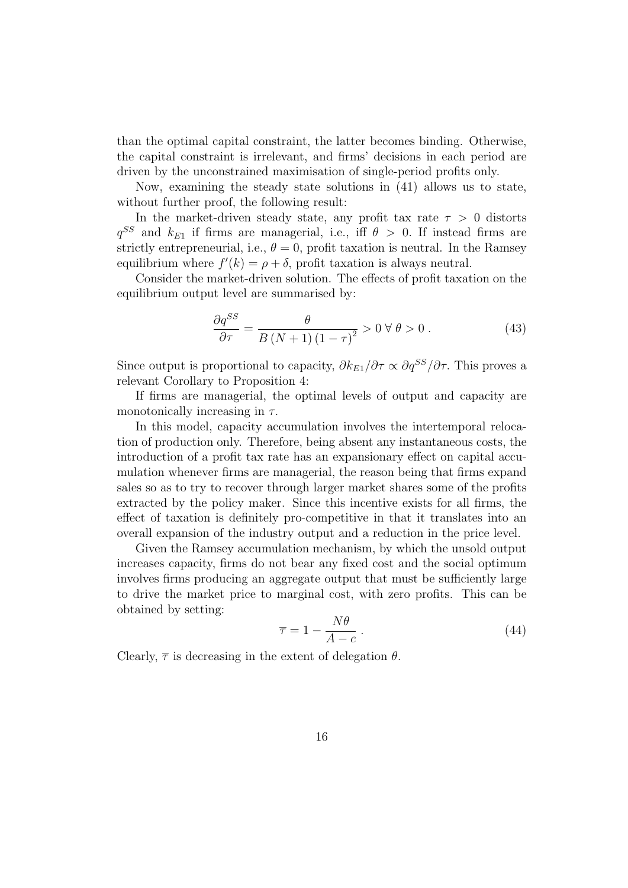than the optimal capital constraint, the latter becomes binding. Otherwise, the capital constraint is irrelevant, and firms' decisions in each period are driven by the unconstrained maximisation of single-period profits only.

Now, examining the steady state solutions in (41) allows us to state, without further proof, the following result:

In the market-driven steady state, any profit tax rate $\tau > 0$ distorts $q^{SS}$ and $k_{E1}$ if firms are managerial, i.e., iff $\theta > 0$. If instead firms are strictly entrepreneurial, i.e., $\theta = 0$, profit taxation is neutral. In the Ramsey equilibrium where $f'(k) = \rho + \delta$, profit taxation is always neutral.

Consider the market-driven solution. The effects of profit taxation on the equilibrium output level are summarised by:

$$\frac{\partial q^{SS}}{\partial \tau} = \frac{\theta}{B(N+1)(1-\tau)^2} > 0 \; \forall \; \theta > 0 \; . \tag{43}$$

Since output is proportional to capacity, $\partial k_{E1}/\partial \tau \propto \partial q^{SS}/\partial \tau$. This proves a relevant Corollary to Proposition 4:

If firms are managerial, the optimal levels of output and capacity are monotonically increasing in $\tau$.

In this model, capacity accumulation involves the intertemporal relocation of production only. Therefore, being absent any instantaneous costs, the introduction of a profit tax rate has an expansionary effect on capital accumulation whenever firms are managerial, the reason being that firms expand sales so as to try to recover through larger market shares some of the profits extracted by the policy maker. Since this incentive exists for all firms, the effect of taxation is definitely pro-competitive in that it translates into an overall expansion of the industry output and a reduction in the price level.

Given the Ramsey accumulation mechanism, by which the unsold output increases capacity, firms do not bear any fixed cost and the social optimum involves firms producing an aggregate output that must be sufficiently large to drive the market price to marginal cost, with zero profits. This can be obtained by setting:

$$\overline{\tau} = 1 - \frac{N\theta}{A-c} \; . \tag{44}$$

Clearly, $\overline{\tau}$ is decreasing in the extent of delegation $\theta$.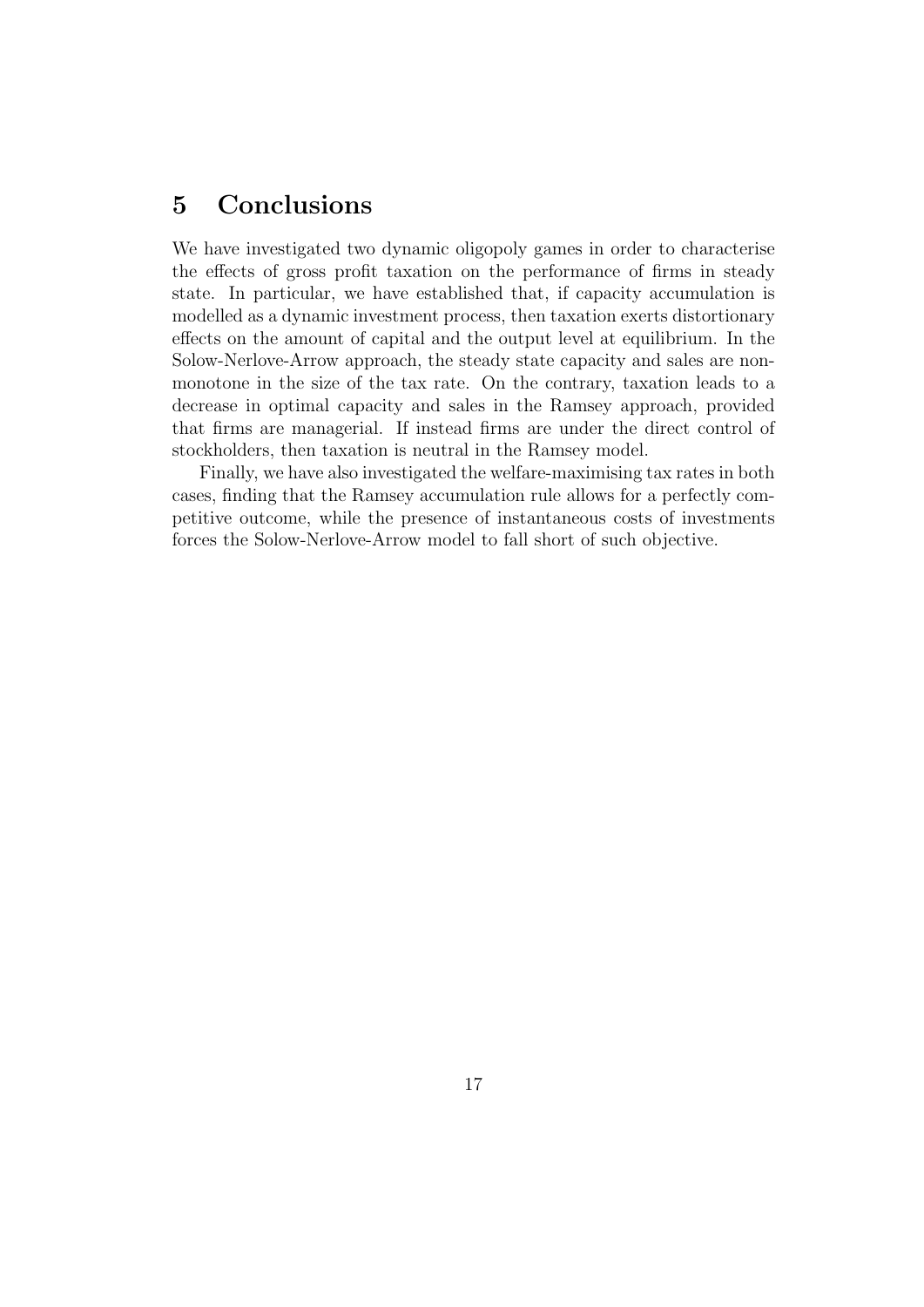## 5 Conclusions

We have investigated two dynamic oligopoly games in order to characterise the effects of gross profit taxation on the performance of firms in steady state. In particular, we have established that, if capacity accumulation is modelled as a dynamic investment process, then taxation exerts distortionary effects on the amount of capital and the output level at equilibrium. In the Solow-Nerlove-Arrow approach, the steady state capacity and sales are non-monotone in the size of the tax rate. On the contrary, taxation leads to a decrease in optimal capacity and sales in the Ramsey approach, provided that firms are managerial. If instead firms are under the direct control of stockholders, then taxation is neutral in the Ramsey model.

Finally, we have also investigated the welfare-maximising tax rates in both cases, finding that the Ramsey accumulation rule allows for a perfectly competitive outcome, while the presence of instantaneous costs of investments forces the Solow-Nerlove-Arrow model to fall short of such objective.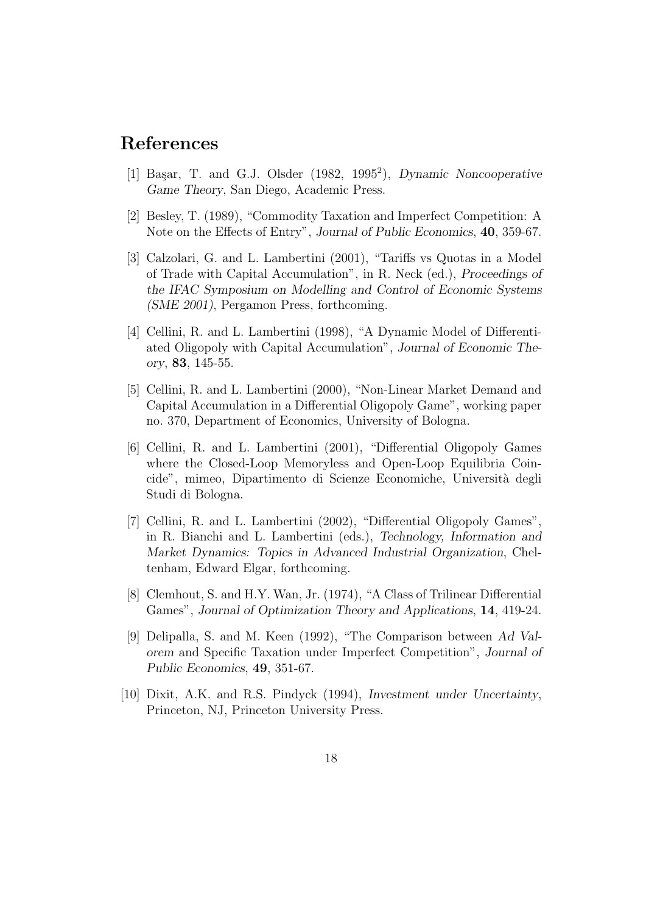# References

[1] Başar, T. and G.J. Olsder (1982, $1995^2$), *Dynamic Noncooperative Game Theory*, San Diego, Academic Press.

[2] Besley, T. (1989), "Commodity Taxation and Imperfect Competition: A Note on the Effects of Entry", *Journal of Public Economics*, **40**, 359-67.

[3] Calzolari, G. and L. Lambertini (2001), "Tariffs vs Quotas in a Model of Trade with Capital Accumulation", in R. Neck (ed.), *Proceedings of the IFAC Symposium on Modelling and Control of Economic Systems (SME 2001)*, Pergamon Press, forthcoming.

[4] Cellini, R. and L. Lambertini (1998), "A Dynamic Model of Differentiated Oligopoly with Capital Accumulation", *Journal of Economic Theory*, **83**, 145-55.

[5] Cellini, R. and L. Lambertini (2000), "Non-Linear Market Demand and Capital Accumulation in a Differential Oligopoly Game", working paper no. 370, Department of Economics, University of Bologna.

[6] Cellini, R. and L. Lambertini (2001), "Differential Oligopoly Games where the Closed-Loop Memoryless and Open-Loop Equilibria Coincide", mimeo, Dipartimento di Scienze Economiche, Università degli Studi di Bologna.

[7] Cellini, R. and L. Lambertini (2002), "Differential Oligopoly Games", in R. Bianchi and L. Lambertini (eds.), *Technology, Information and Market Dynamics: Topics in Advanced Industrial Organization*, Cheltenham, Edward Elgar, forthcoming.

[8] Clemhout, S. and H.Y. Wan, Jr. (1974), "A Class of Trilinear Differential Games", *Journal of Optimization Theory and Applications*, **14**, 419-24.

[9] Delipalla, S. and M. Keen (1992), "The Comparison between *Ad Valorem* and Specific Taxation under Imperfect Competition", *Journal of Public Economics*, **49**, 351-67.

[10] Dixit, A.K. and R.S. Pindyck (1994), *Investment under Uncertainty*, Princeton, NJ, Princeton University Press.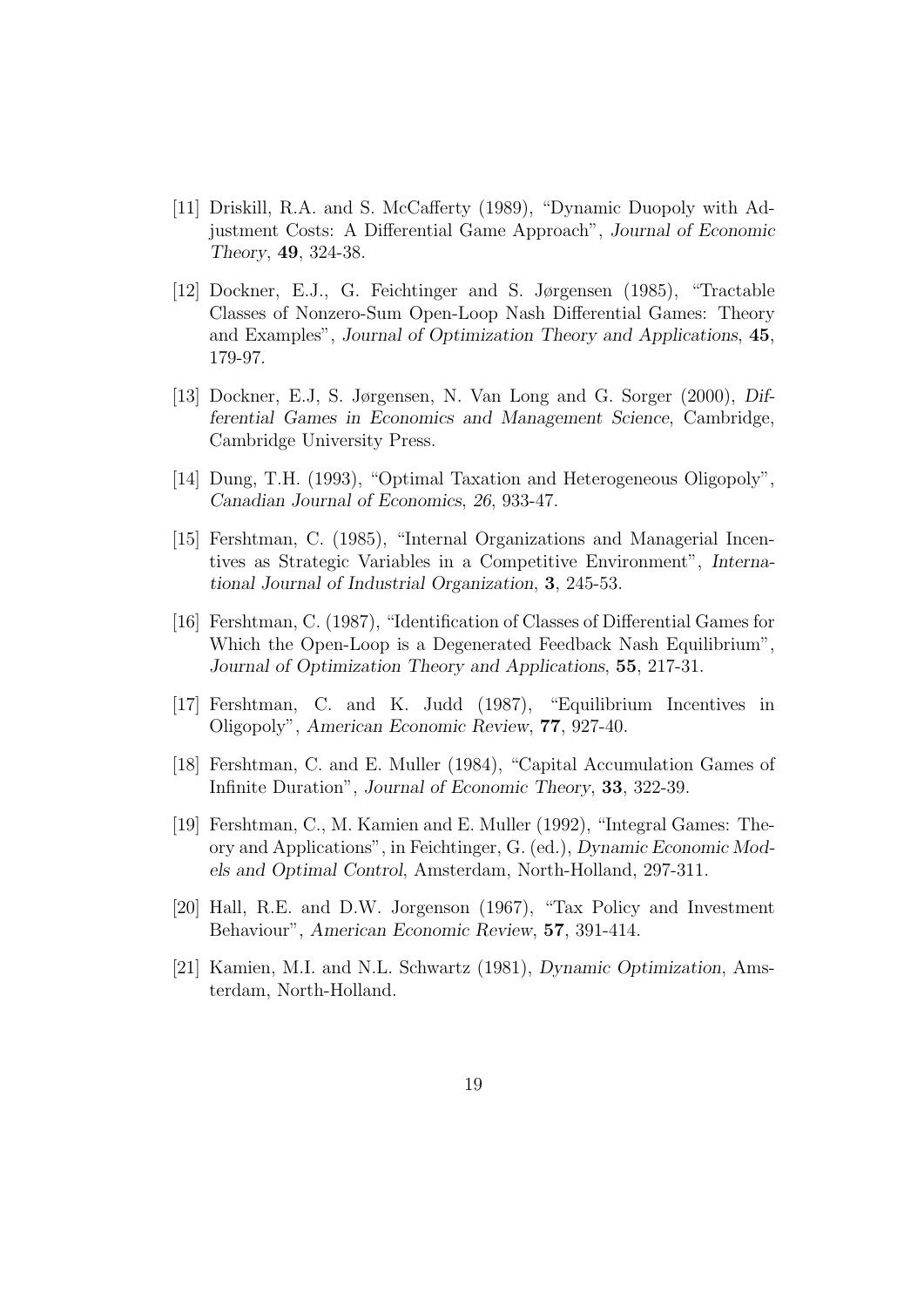[11] Driskill, R.A. and S. McCafferty (1989), "Dynamic Duopoly with Adjustment Costs: A Differential Game Approach", *Journal of Economic Theory*, **49**, 324-38.

[12] Dockner, E.J., G. Feichtinger and S. Jørgensen (1985), "Tractable Classes of Nonzero-Sum Open-Loop Nash Differential Games: Theory and Examples", *Journal of Optimization Theory and Applications*, **45**, 179-97.

[13] Dockner, E.J, S. Jørgensen, N. Van Long and G. Sorger (2000), *Differential Games in Economics and Management Science*, Cambridge, Cambridge University Press.

[14] Dung, T.H. (1993), "Optimal Taxation and Heterogeneous Oligopoly", *Canadian Journal of Economics, 26*, 933-47.

[15] Fershtman, C. (1985), "Internal Organizations and Managerial Incentives as Strategic Variables in a Competitive Environment", *International Journal of Industrial Organization*, **3**, 245-53.

[16] Fershtman, C. (1987), "Identification of Classes of Differential Games for Which the Open-Loop is a Degenerated Feedback Nash Equilibrium", *Journal of Optimization Theory and Applications*, **55**, 217-31.

[17] Fershtman, C. and K. Judd (1987), "Equilibrium Incentives in Oligopoly", *American Economic Review*, **77**, 927-40.

[18] Fershtman, C. and E. Muller (1984), "Capital Accumulation Games of Infinite Duration", *Journal of Economic Theory*, **33**, 322-39.

[19] Fershtman, C., M. Kamien and E. Muller (1992), "Integral Games: Theory and Applications", in Feichtinger, G. (ed.), *Dynamic Economic Models and Optimal Control*, Amsterdam, North-Holland, 297-311.

[20] Hall, R.E. and D.W. Jorgenson (1967), "Tax Policy and Investment Behaviour", *American Economic Review*, **57**, 391-414.

[21] Kamien, M.I. and N.L. Schwartz (1981), *Dynamic Optimization*, Amsterdam, North-Holland.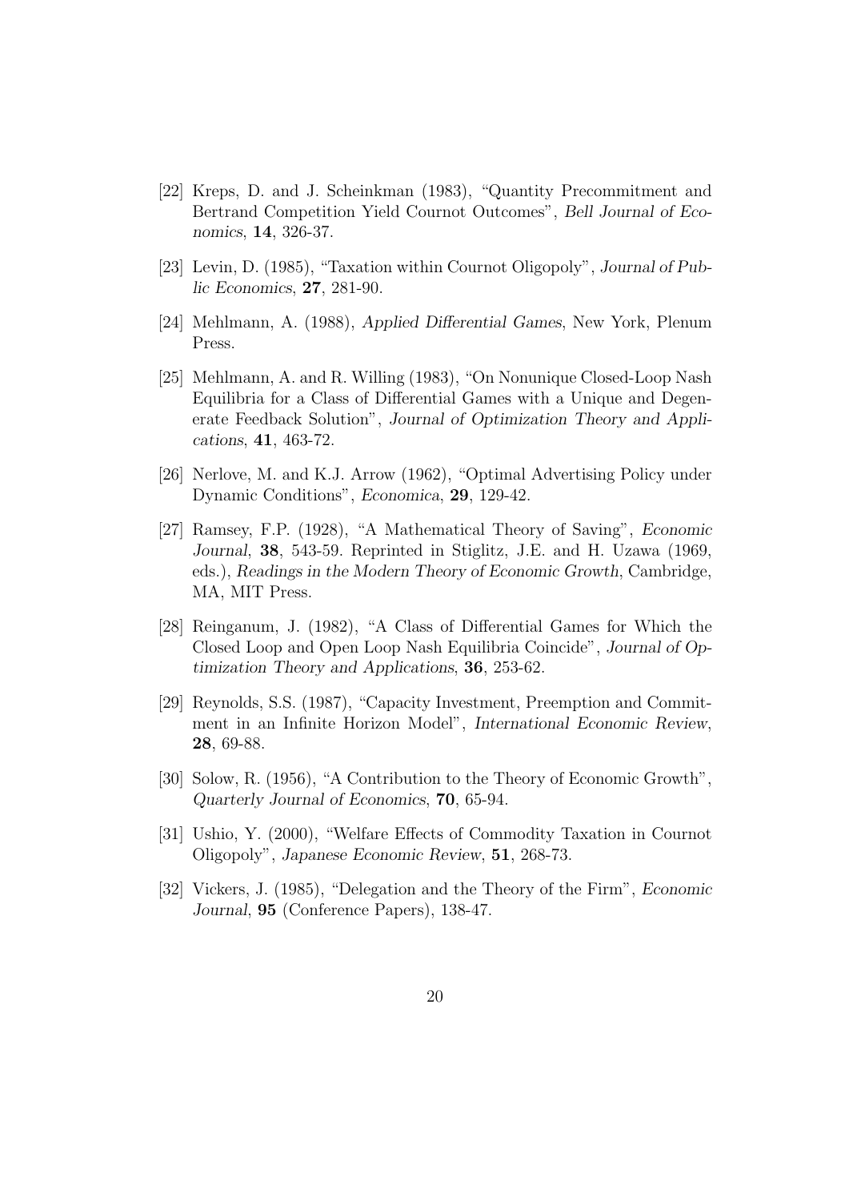[22] Kreps, D. and J. Scheinkman (1983), "Quantity Precommitment and Bertrand Competition Yield Cournot Outcomes", *Bell Journal of Economics*, **14**, 326-37.

[23] Levin, D. (1985), "Taxation within Cournot Oligopoly", *Journal of Public Economics*, **27**, 281-90.

[24] Mehlmann, A. (1988), *Applied Differential Games*, New York, Plenum Press.

[25] Mehlmann, A. and R. Willing (1983), "On Nonunique Closed-Loop Nash Equilibria for a Class of Differential Games with a Unique and Degenerate Feedback Solution", *Journal of Optimization Theory and Applications*, **41**, 463-72.

[26] Nerlove, M. and K.J. Arrow (1962), "Optimal Advertising Policy under Dynamic Conditions", *Economica*, **29**, 129-42.

[27] Ramsey, F.P. (1928), "A Mathematical Theory of Saving", *Economic Journal*, **38**, 543-59. Reprinted in Stiglitz, J.E. and H. Uzawa (1969, eds.), *Readings in the Modern Theory of Economic Growth*, Cambridge, MA, MIT Press.

[28] Reinganum, J. (1982), "A Class of Differential Games for Which the Closed Loop and Open Loop Nash Equilibria Coincide", *Journal of Optimization Theory and Applications*, **36**, 253-62.

[29] Reynolds, S.S. (1987), "Capacity Investment, Preemption and Commitment in an Infinite Horizon Model", *International Economic Review*, **28**, 69-88.

[30] Solow, R. (1956), "A Contribution to the Theory of Economic Growth", *Quarterly Journal of Economics*, **70**, 65-94.

[31] Ushio, Y. (2000), "Welfare Effects of Commodity Taxation in Cournot Oligopoly", *Japanese Economic Review*, **51**, 268-73.

[32] Vickers, J. (1985), "Delegation and the Theory of the Firm", *Economic Journal*, **95** (Conference Papers), 138-47.